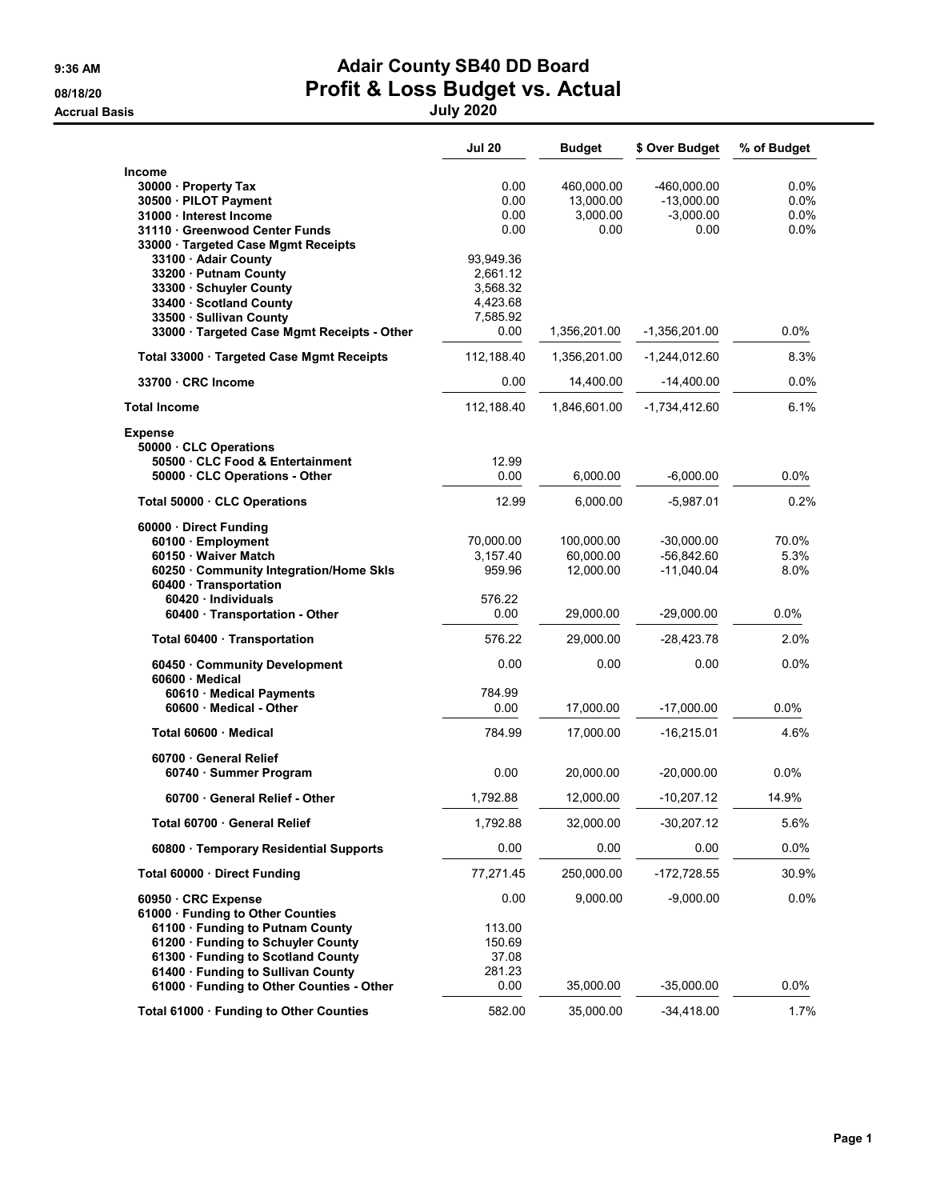# Adair County SB40 DD Board

## Profit & Loss Budget vs. Actual

**July 2020**

9:36 AM
08/18/20
Accrual Basis

| | Jul 20 | Budget | $ Over Budget | % of Budget |
|---|---|---|---|---|
| **Income** | | | | |
| 30000 · Property Tax | 0.00 | 460,000.00 | -460,000.00 | 0.0% |
| 30500 · PILOT Payment | 0.00 | 13,000.00 | -13,000.00 | 0.0% |
| 31000 · Interest Income | 0.00 | 3,000.00 | -3,000.00 | 0.0% |
| 31110 · Greenwood Center Funds | 0.00 | 0.00 | 0.00 | 0.0% |
| 33000 · Targeted Case Mgmt Receipts | | | | |
| 33100 · Adair County | 93,949.36 | | | |
| 33200 · Putnam County | 2,661.12 | | | |
| 33300 · Schuyler County | 3,568.32 | | | |
| 33400 · Scotland County | 4,423.68 | | | |
| 33500 · Sullivan County | 7,585.92 | | | |
| 33000 · Targeted Case Mgmt Receipts - Other | 0.00 | 1,356,201.00 | -1,356,201.00 | 0.0% |
| Total 33000 · Targeted Case Mgmt Receipts | 112,188.40 | 1,356,201.00 | -1,244,012.60 | 8.3% |
| 33700 · CRC Income | 0.00 | 14,400.00 | -14,400.00 | 0.0% |
| **Total Income** | 112,188.40 | 1,846,601.00 | -1,734,412.60 | 6.1% |
| **Expense** | | | | |
| 50000 · CLC Operations | | | | |
| 50500 · CLC Food & Entertainment | 12.99 | | | |
| 50000 · CLC Operations - Other | 0.00 | 6,000.00 | -6,000.00 | 0.0% |
| Total 50000 · CLC Operations | 12.99 | 6,000.00 | -5,987.01 | 0.2% |
| 60000 · Direct Funding | | | | |
| 60100 · Employment | 70,000.00 | 100,000.00 | -30,000.00 | 70.0% |
| 60150 · Waiver Match | 3,157.40 | 60,000.00 | -56,842.60 | 5.3% |
| 60250 · Community Integration/Home Skls | 959.96 | 12,000.00 | -11,040.04 | 8.0% |
| 60400 · Transportation | | | | |
| 60420 · Individuals | 576.22 | | | |
| 60400 · Transportation - Other | 0.00 | 29,000.00 | -29,000.00 | 0.0% |
| Total 60400 · Transportation | 576.22 | 29,000.00 | -28,423.78 | 2.0% |
| 60450 · Community Development | 0.00 | 0.00 | 0.00 | 0.0% |
| 60600 · Medical | | | | |
| 60610 · Medical Payments | 784.99 | | | |
| 60600 · Medical - Other | 0.00 | 17,000.00 | -17,000.00 | 0.0% |
| Total 60600 · Medical | 784.99 | 17,000.00 | -16,215.01 | 4.6% |
| 60700 · General Relief | | | | |
| 60740 · Summer Program | 0.00 | 20,000.00 | -20,000.00 | 0.0% |
| 60700 · General Relief - Other | 1,792.88 | 12,000.00 | -10,207.12 | 14.9% |
| Total 60700 · General Relief | 1,792.88 | 32,000.00 | -30,207.12 | 5.6% |
| 60800 · Temporary Residential Supports | 0.00 | 0.00 | 0.00 | 0.0% |
| Total 60000 · Direct Funding | 77,271.45 | 250,000.00 | -172,728.55 | 30.9% |
| 60950 · CRC Expense | 0.00 | 9,000.00 | -9,000.00 | 0.0% |
| 61000 · Funding to Other Counties | | | | |
| 61100 · Funding to Putnam County | 113.00 | | | |
| 61200 · Funding to Schuyler County | 150.69 | | | |
| 61300 · Funding to Scotland County | 37.08 | | | |
| 61400 · Funding to Sullivan County | 281.23 | | | |
| 61000 · Funding to Other Counties - Other | 0.00 | 35,000.00 | -35,000.00 | 0.0% |
| Total 61000 · Funding to Other Counties | 582.00 | 35,000.00 | -34,418.00 | 1.7% |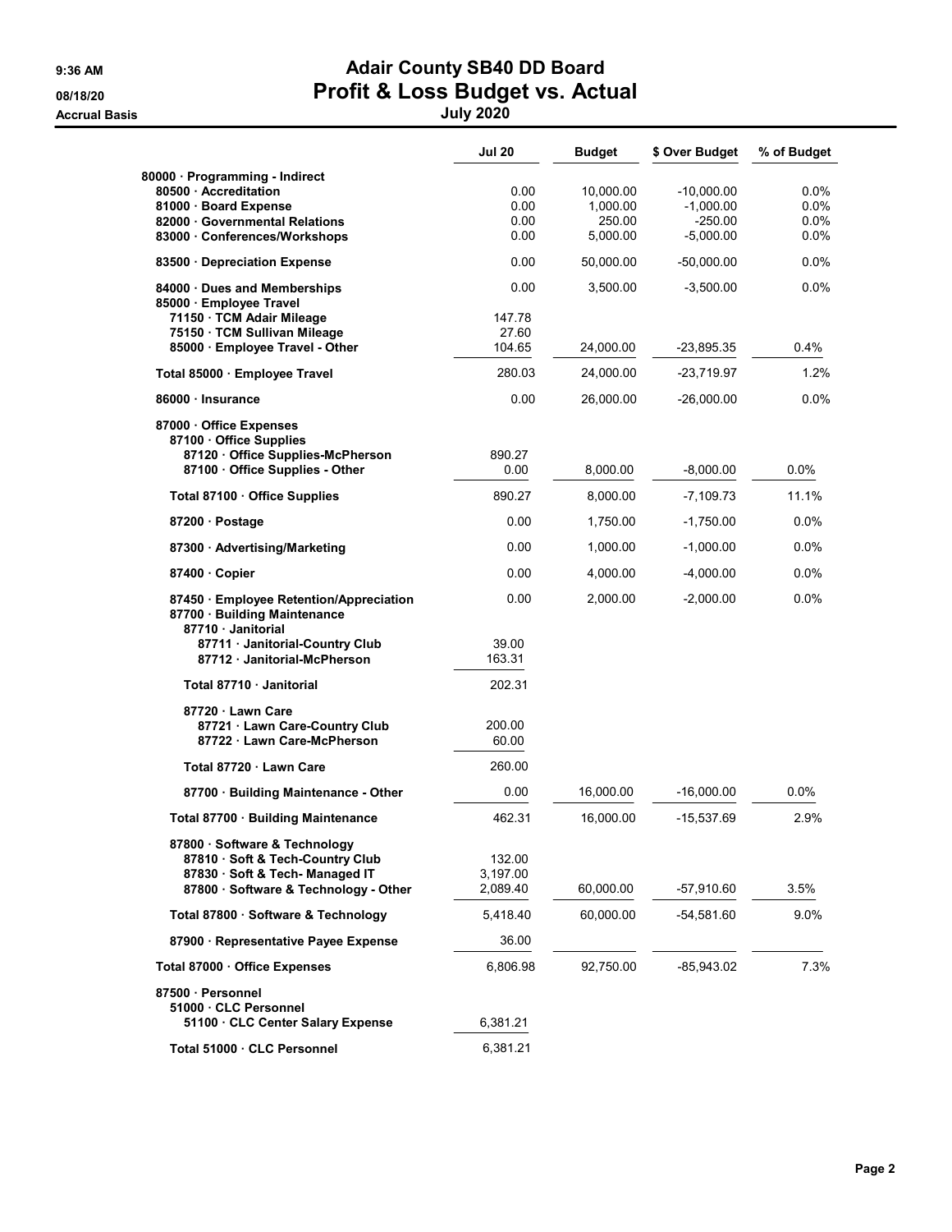# Adair County SB40 DD Board
## Profit & Loss Budget vs. Actual
### July 2020

9:36 AM
08/18/20
Accrual Basis

| | Jul 20 | Budget | $ Over Budget | % of Budget |
|---|---|---|---|---|
| 80000 · Programming - Indirect | | | | |
| 80500 · Accreditation | 0.00 | 10,000.00 | -10,000.00 | 0.0% |
| 81000 · Board Expense | 0.00 | 1,000.00 | -1,000.00 | 0.0% |
| 82000 · Governmental Relations | 0.00 | 250.00 | -250.00 | 0.0% |
| 83000 · Conferences/Workshops | 0.00 | 5,000.00 | -5,000.00 | 0.0% |
| 83500 · Depreciation Expense | 0.00 | 50,000.00 | -50,000.00 | 0.0% |
| 84000 · Dues and Memberships | 0.00 | 3,500.00 | -3,500.00 | 0.0% |
| 85000 · Employee Travel | | | | |
| 71150 · TCM Adair Mileage | 147.78 | | | |
| 75150 · TCM Sullivan Mileage | 27.60 | | | |
| 85000 · Employee Travel - Other | 104.65 | 24,000.00 | -23,895.35 | 0.4% |
| Total 85000 · Employee Travel | 280.03 | 24,000.00 | -23,719.97 | 1.2% |
| 86000 · Insurance | 0.00 | 26,000.00 | -26,000.00 | 0.0% |
| 87000 · Office Expenses | | | | |
| 87100 · Office Supplies | | | | |
| 87120 · Office Supplies-McPherson | 890.27 | | | |
| 87100 · Office Supplies - Other | 0.00 | 8,000.00 | -8,000.00 | 0.0% |
| Total 87100 · Office Supplies | 890.27 | 8,000.00 | -7,109.73 | 11.1% |
| 87200 · Postage | 0.00 | 1,750.00 | -1,750.00 | 0.0% |
| 87300 · Advertising/Marketing | 0.00 | 1,000.00 | -1,000.00 | 0.0% |
| 87400 · Copier | 0.00 | 4,000.00 | -4,000.00 | 0.0% |
| 87450 · Employee Retention/Appreciation | 0.00 | 2,000.00 | -2,000.00 | 0.0% |
| 87700 · Building Maintenance | | | | |
| 87710 · Janitorial | | | | |
| 87711 · Janitorial-Country Club | 39.00 | | | |
| 87712 · Janitorial-McPherson | 163.31 | | | |
| Total 87710 · Janitorial | 202.31 | | | |
| 87720 · Lawn Care | | | | |
| 87721 · Lawn Care-Country Club | 200.00 | | | |
| 87722 · Lawn Care-McPherson | 60.00 | | | |
| Total 87720 · Lawn Care | 260.00 | | | |
| 87700 · Building Maintenance - Other | 0.00 | 16,000.00 | -16,000.00 | 0.0% |
| Total 87700 · Building Maintenance | 462.31 | 16,000.00 | -15,537.69 | 2.9% |
| 87800 · Software & Technology | | | | |
| 87810 · Soft & Tech-Country Club | 132.00 | | | |
| 87830 · Soft & Tech- Managed IT | 3,197.00 | | | |
| 87800 · Software & Technology - Other | 2,089.40 | 60,000.00 | -57,910.60 | 3.5% |
| Total 87800 · Software & Technology | 5,418.40 | 60,000.00 | -54,581.60 | 9.0% |
| 87900 · Representative Payee Expense | 36.00 | | | |
| Total 87000 · Office Expenses | 6,806.98 | 92,750.00 | -85,943.02 | 7.3% |
| 87500 · Personnel | | | | |
| 51000 · CLC Personnel | | | | |
| 51100 · CLC Center Salary Expense | 6,381.21 | | | |
| Total 51000 · CLC Personnel | 6,381.21 | | | |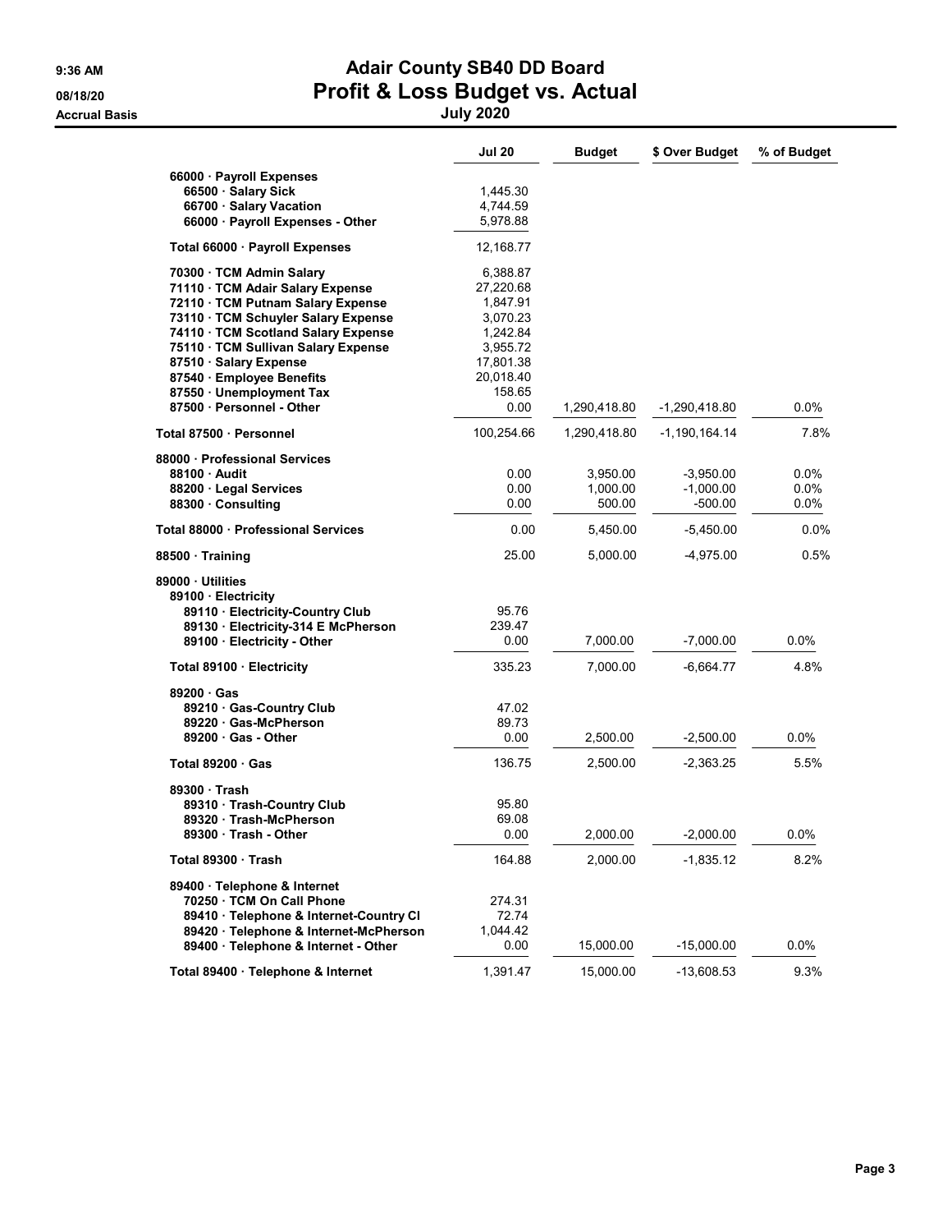# Adair County SB40 DD Board
## Profit & Loss Budget vs. Actual
### July 2020

9:36 AM
08/18/20
Accrual Basis

| | Jul 20 | Budget | $ Over Budget | % of Budget |
|---|---|---|---|---|
| 66000 · Payroll Expenses | | | | |
| 66500 · Salary Sick | 1,445.30 | | | |
| 66700 · Salary Vacation | 4,744.59 | | | |
| 66000 · Payroll Expenses - Other | 5,978.88 | | | |
| Total 66000 · Payroll Expenses | 12,168.77 | | | |
| 70300 · TCM Admin Salary | 6,388.87 | | | |
| 71110 · TCM Adair Salary Expense | 27,220.68 | | | |
| 72110 · TCM Putnam Salary Expense | 1,847.91 | | | |
| 73110 · TCM Schuyler Salary Expense | 3,070.23 | | | |
| 74110 · TCM Scotland Salary Expense | 1,242.84 | | | |
| 75110 · TCM Sullivan Salary Expense | 3,955.72 | | | |
| 87510 · Salary Expense | 17,801.38 | | | |
| 87540 · Employee Benefits | 20,018.40 | | | |
| 87550 · Unemployment Tax | 158.65 | | | |
| 87500 · Personnel - Other | 0.00 | 1,290,418.80 | -1,290,418.80 | 0.0% |
| **Total 87500 · Personnel** | 100,254.66 | 1,290,418.80 | -1,190,164.14 | 7.8% |
| **88000 · Professional Services** | | | | |
| 88100 · Audit | 0.00 | 3,950.00 | -3,950.00 | 0.0% |
| 88200 · Legal Services | 0.00 | 1,000.00 | -1,000.00 | 0.0% |
| 88300 · Consulting | 0.00 | 500.00 | -500.00 | 0.0% |
| **Total 88000 · Professional Services** | 0.00 | 5,450.00 | -5,450.00 | 0.0% |
| **88500 · Training** | 25.00 | 5,000.00 | -4,975.00 | 0.5% |
| **89000 · Utilities** | | | | |
| 89100 · Electricity | | | | |
| 89110 · Electricity-Country Club | 95.76 | | | |
| 89130 · Electricity-314 E McPherson | 239.47 | | | |
| 89100 · Electricity - Other | 0.00 | 7,000.00 | -7,000.00 | 0.0% |
| Total 89100 · Electricity | 335.23 | 7,000.00 | -6,664.77 | 4.8% |
| 89200 · Gas | | | | |
| 89210 · Gas-Country Club | 47.02 | | | |
| 89220 · Gas-McPherson | 89.73 | | | |
| 89200 · Gas - Other | 0.00 | 2,500.00 | -2,500.00 | 0.0% |
| Total 89200 · Gas | 136.75 | 2,500.00 | -2,363.25 | 5.5% |
| 89300 · Trash | | | | |
| 89310 · Trash-Country Club | 95.80 | | | |
| 89320 · Trash-McPherson | 69.08 | | | |
| 89300 · Trash - Other | 0.00 | 2,000.00 | -2,000.00 | 0.0% |
| Total 89300 · Trash | 164.88 | 2,000.00 | -1,835.12 | 8.2% |
| 89400 · Telephone & Internet | | | | |
| 70250 · TCM On Call Phone | 274.31 | | | |
| 89410 · Telephone & Internet-Country Cl | 72.74 | | | |
| 89420 · Telephone & Internet-McPherson | 1,044.42 | | | |
| 89400 · Telephone & Internet - Other | 0.00 | 15,000.00 | -15,000.00 | 0.0% |
| Total 89400 · Telephone & Internet | 1,391.47 | 15,000.00 | -13,608.53 | 9.3% |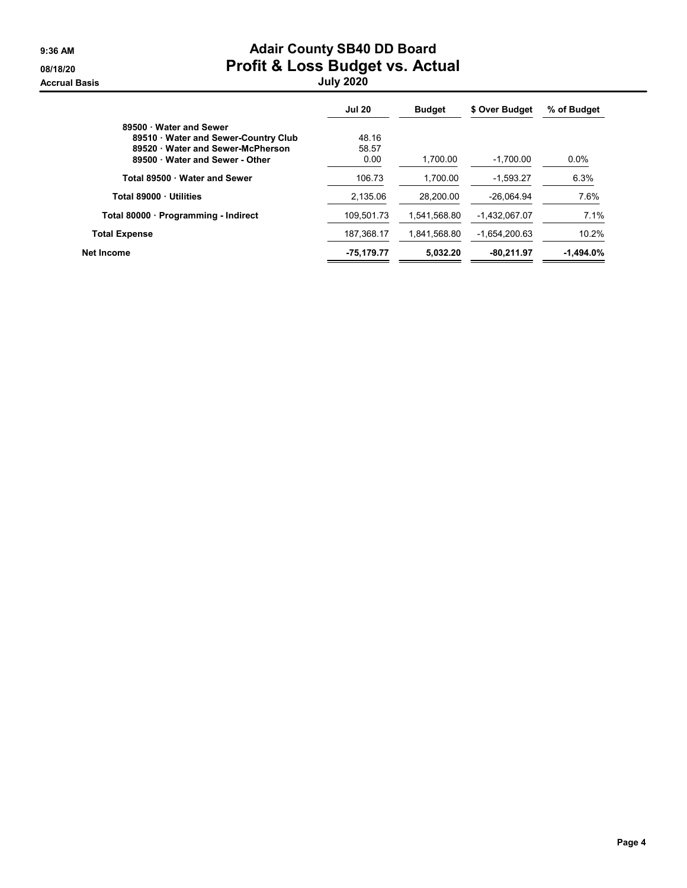**9:36 AM**
**08/18/20**
**Accrual Basis**

# Adair County SB40 DD Board
## Profit & Loss Budget vs. Actual
### July 2020

| | Jul 20 | Budget | $ Over Budget | % of Budget |
|---|---|---|---|---|
| 89500 · Water and Sewer | | | | |
| 89510 · Water and Sewer-Country Club | 48.16 | | | |
| 89520 · Water and Sewer-McPherson | 58.57 | | | |
| 89500 · Water and Sewer - Other | 0.00 | 1,700.00 | -1,700.00 | 0.0% |
| **Total 89500 · Water and Sewer** | 106.73 | 1,700.00 | -1,593.27 | 6.3% |
| **Total 89000 · Utilities** | 2,135.06 | 28,200.00 | -26,064.94 | 7.6% |
| **Total 80000 · Programming - Indirect** | 109,501.73 | 1,541,568.80 | -1,432,067.07 | 7.1% |
| **Total Expense** | 187,368.17 | 1,841,568.80 | -1,654,200.63 | 10.2% |
| **Net Income** | **-75,179.77** | **5,032.20** | **-80,211.97** | **-1,494.0%** |